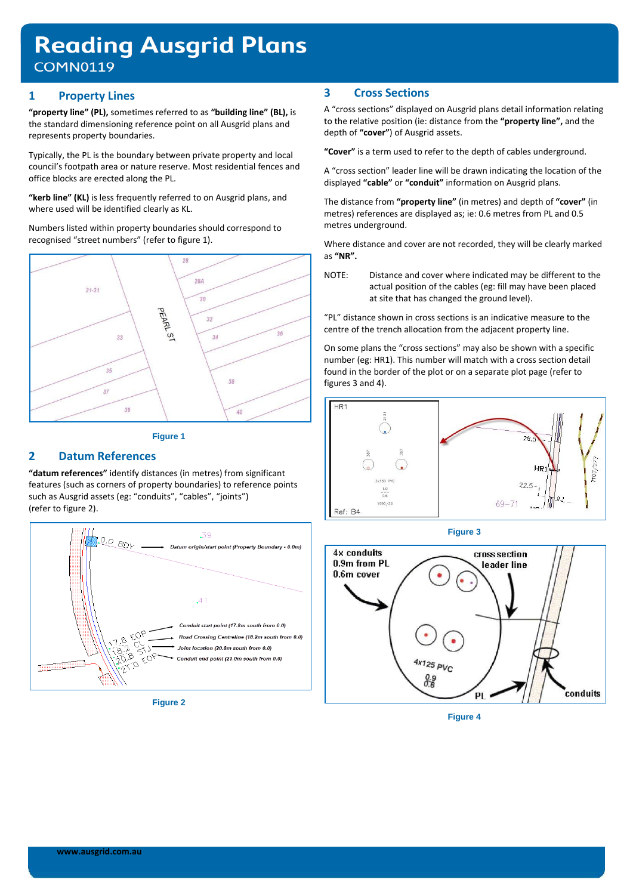# Reading Ausgrid Plans

COMN0119

## 1 Property Lines

**"property line" (PL),** sometimes referred to as **"building line" (BL),** is the standard dimensioning reference point on all Ausgrid plans and represents property boundaries.

Typically, the PL is the boundary between private property and local council's footpath area or nature reserve. Most residential fences and office blocks are erected along the PL.

**"kerb line" (KL)** is less frequently referred to on Ausgrid plans, and where used will be identified clearly as KL.

Numbers listed within property boundaries should correspond to recognised "street numbers" (refer to figure 1).

Figure 1

## 2 Datum References

**"datum references"** identify distances (in metres) from significant features (such as corners of property boundaries) to reference points such as Ausgrid assets (eg: "conduits", "cables", "joints") (refer to figure 2).

Figure 2

## 3 Cross Sections

A "cross sections" displayed on Ausgrid plans detail information relating to the relative position (ie: distance from the **"property line",** and the depth of **"cover"**) of Ausgrid assets.

**"Cover"** is a term used to refer to the depth of cables underground.

A "cross section" leader line will be drawn indicating the location of the displayed **"cable"** or **"conduit"** information on Ausgrid plans.

The distance from **"property line"** (in metres) and depth of **"cover"** (in metres) references are displayed as; ie: 0.6 metres from PL and 0.5 metres underground.

Where distance and cover are not recorded, they will be clearly marked as **"NR".**

NOTE: Distance and cover where indicated may be different to the actual position of the cables (eg: fill may have been placed at site that has changed the ground level).

"PL" distance shown in cross sections is an indicative measure to the centre of the trench allocation from the adjacent property line.

On some plans the "cross sections" may also be shown with a specific number (eg: HR1). This number will match with a cross section detail found in the border of the plot or on a separate plot page (refer to figures 3 and 4).

Figure 3

Figure 4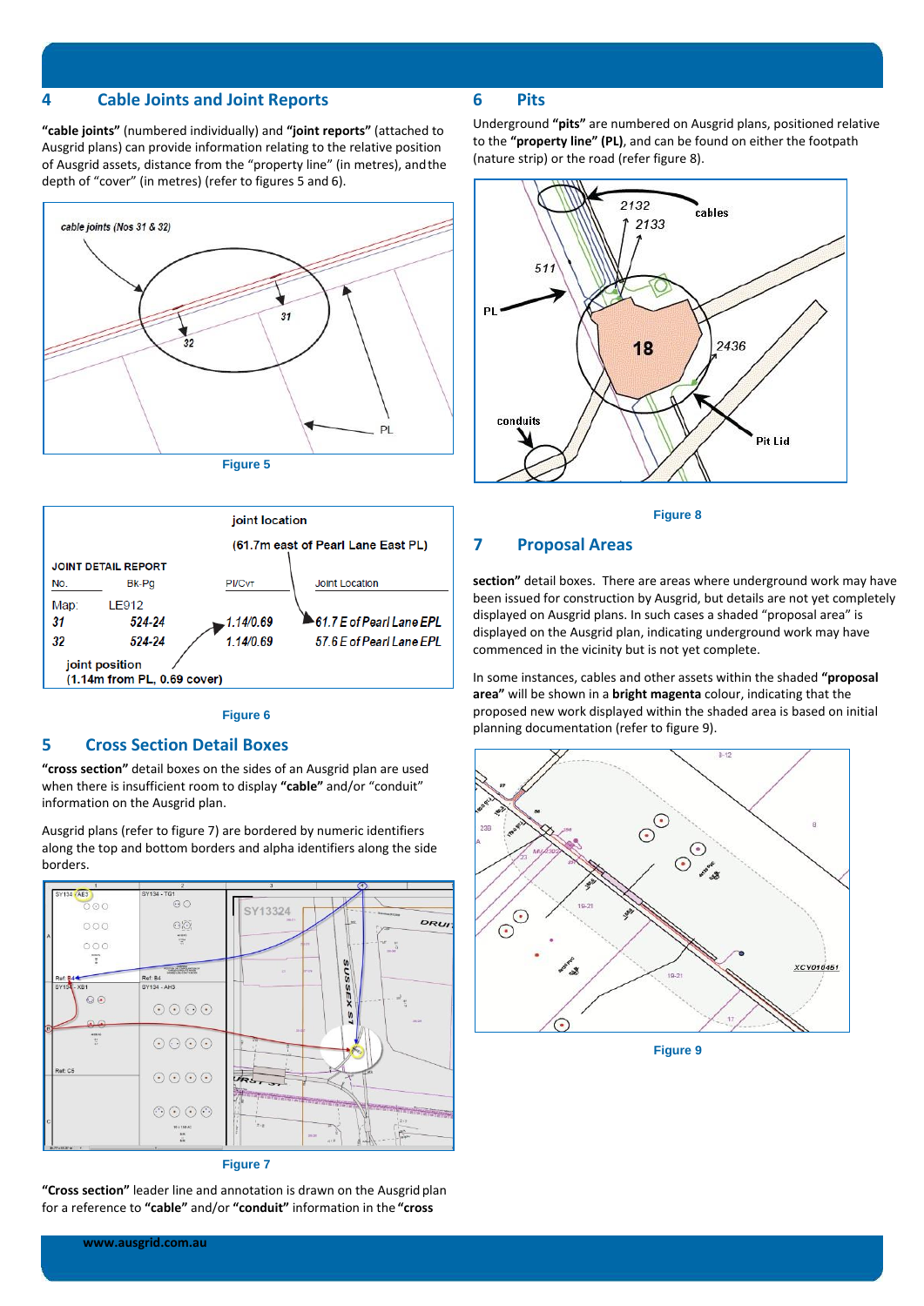## 4 Cable Joints and Joint Reports

**"cable joints"** (numbered individually) and **"joint reports"** (attached to Ausgrid plans) can provide information relating to the relative position of Ausgrid assets, distance from the "property line" (in metres), and the depth of "cover" (in metres) (refer to figures 5 and 6).

Figure 5

Figure 6

## 5 Cross Section Detail Boxes

**"cross section"** detail boxes on the sides of an Ausgrid plan are used when there is insufficient room to display **"cable"** and/or "conduit" information on the Ausgrid plan.

Ausgrid plans (refer to figure 7) are bordered by numeric identifiers along the top and bottom borders and alpha identifiers along the side borders.

Figure 7

**"Cross section"** leader line and annotation is drawn on the Ausgrid plan for a reference to **"cable"** and/or **"conduit"** information in the **"cross section"** detail boxes.

## 6 Pits

Underground **"pits"** are numbered on Ausgrid plans, positioned relative to the **"property line" (PL)**, and can be found on either the footpath (nature strip) or the road (refer figure 8).

Figure 8

## 7 Proposal Areas

There are areas where underground work may have been issued for construction by Ausgrid, but details are not yet completely displayed on Ausgrid plans. In such cases a shaded "proposal area" is displayed on the Ausgrid plan, indicating underground work may have commenced in the vicinity but is not yet complete.

In some instances, cables and other assets within the shaded **"proposal area"** will be shown in a **bright magenta** colour, indicating that the proposed new work displayed within the shaded area is based on initial planning documentation (refer to figure 9).

Figure 9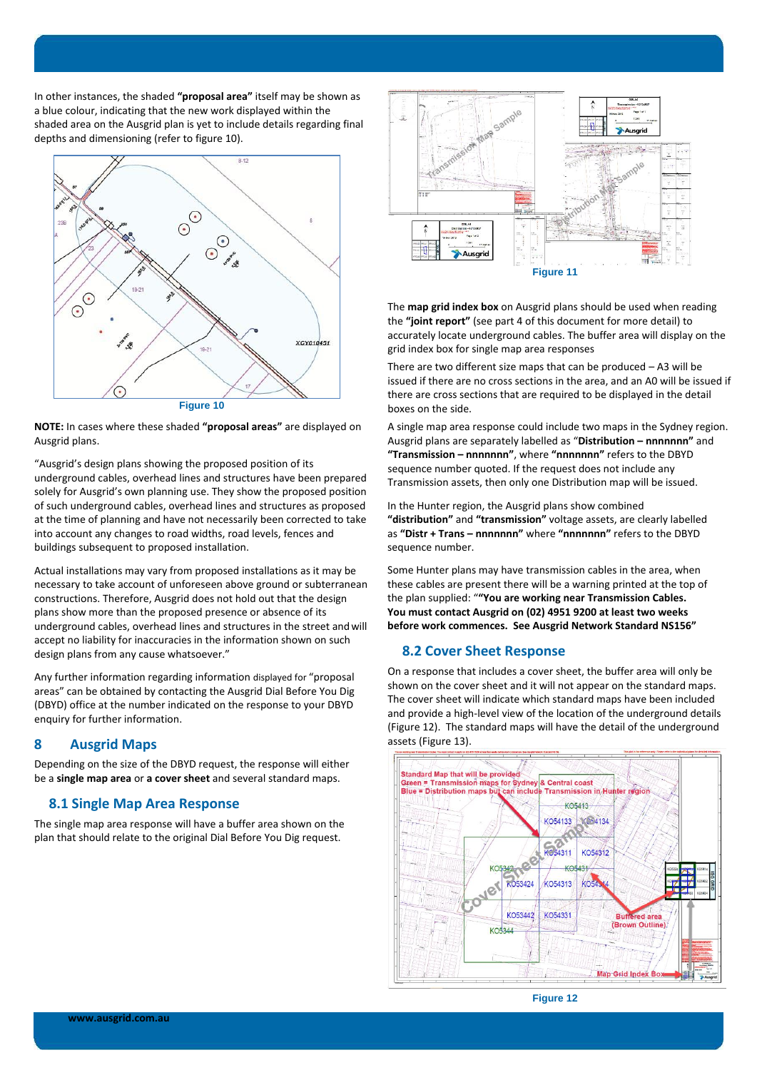In other instances, the shaded **"proposal area"** itself may be shown as a blue colour, indicating that the new work displayed within the shaded area on the Ausgrid plan is yet to include details regarding final depths and dimensioning (refer to figure 10).

Figure 10

**NOTE:** In cases where these shaded **"proposal areas"** are displayed on Ausgrid plans.

"Ausgrid's design plans showing the proposed position of its underground cables, overhead lines and structures have been prepared solely for Ausgrid's own planning use. They show the proposed position of such underground cables, overhead lines and structures as proposed at the time of planning and have not necessarily been corrected to take into account any changes to road widths, road levels, fences and buildings subsequent to proposed installation.

Actual installations may vary from proposed installations as it may be necessary to take account of unforeseen above ground or subterranean constructions. Therefore, Ausgrid does not hold out that the design plans show more than the proposed presence or absence of its underground cables, overhead lines and structures in the street and will accept no liability for inaccuracies in the information shown on such design plans from any cause whatsoever."

Any further information regarding information displayed for "proposal areas" can be obtained by contacting the Ausgrid Dial Before You Dig (DBYD) office at the number indicated on the response to your DBYD enquiry for further information.

# 8 Ausgrid Maps

Depending on the size of the DBYD request, the response will either be a **single map area** or **a cover sheet** and several standard maps.

## 8.1 Single Map Area Response

The single map area response will have a buffer area shown on the plan that relate to the original Dial Before You Dig request.

Figure 11

The **map grid index box** on Ausgrid plans should be used when reading the **"joint report"** (see part 4 of this document for more detail) to accurately locate underground cables. The buffer area will display on the grid index box for single map area responses

There are two different size maps that can be produced – A3 will be issued if there are no cross sections in the area, and an A0 will be issued if there are cross sections that are required to be displayed in the detail boxes on the side.

A single map area response could include two maps in the Sydney region. Ausgrid plans are separately labelled as "**Distribution – nnnnnnn"** and **"Transmission – nnnnnnn"**, where **"nnnnnnn"** refers to the DBYD sequence number quoted. If the request does not include any Transmission assets, then only one Distribution map will be issued.

In the Hunter region, the Ausgrid plans show combined **"distribution"** and **"transmission"** voltage assets, are clearly labelled as **"Distr + Trans – nnnnnnn"** where **"nnnnnnn"** refers to the DBYD sequence number.

Some Hunter plans may have transmission cables in the area, when these cables are present there will be a warning printed at the top of the plan supplied: "**"You are working near Transmission Cables. You must contact Ausgrid on (02) 4951 9200 at least two weeks before work commences. See Ausgrid Network Standard NS156"**

## 8.2 Cover Sheet Response

On a response that includes a cover sheet, the buffer area will only be shown on the cover sheet and it will not appear on the standard maps. The cover sheet will indicate which standard maps have been included and provide a high-level view of the location of the underground details (Figure 12). The standard maps will have the detail of the underground assets (Figure 13).

Figure 12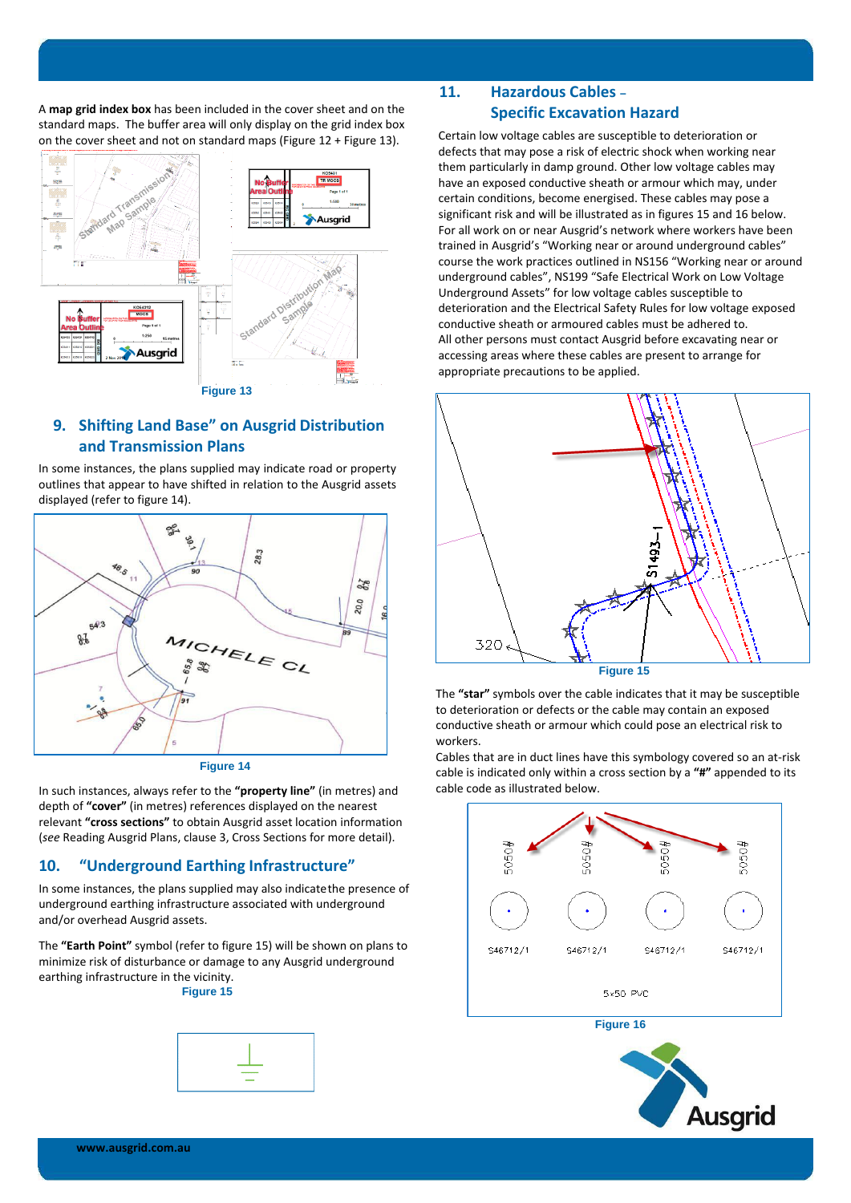A **map grid index box** has been included in the cover sheet and on the standard maps. The buffer area will only display on the grid index box on the cover sheet and not on standard maps (Figure 12 + Figure 13).

Figure 13

## 9. Shifting Land Base" on Ausgrid Distribution and Transmission Plans

In some instances, the plans supplied may indicate road or property outlines that appear to have shifted in relation to the Ausgrid assets displayed (refer to figure 14).

Figure 14

In such instances, always refer to the **"property line"** (in metres) and depth of **"cover"** (in metres) references displayed on the nearest relevant **"cross sections"** to obtain Ausgrid asset location information (*see* Reading Ausgrid Plans, clause 3, Cross Sections for more detail).

## 10. "Underground Earthing Infrastructure"

In some instances, the plans supplied may also indicatethe presence of underground earthing infrastructure associated with underground and/or overhead Ausgrid assets.

The **"Earth Point"** symbol (refer to figure 15) will be shown on plans to minimize risk of disturbance or damage to any Ausgrid underground earthing infrastructure in the vicinity.

Figure 15

## 11. Hazardous Cables – Specific Excavation Hazard

Certain low voltage cables are susceptible to deterioration or defects that may pose a risk of electric shock when working near them particularly in damp ground. Other low voltage cables may have an exposed conductive sheath or armour which may, under certain conditions, become energised. These cables may pose a significant risk and will be illustrated as in figures 15 and 16 below. For all work on or near Ausgrid's network where workers have been trained in Ausgrid's "Working near or around underground cables" course the work practices outlined in NS156 "Working near or around underground cables", NS199 "Safe Electrical Work on Low Voltage Underground Assets" for low voltage cables susceptible to deterioration and the Electrical Safety Rules for low voltage exposed conductive sheath or armoured cables must be adhered to.
All other persons must contact Ausgrid before excavating near or accessing areas where these cables are present to arrange for appropriate precautions to be applied.

Figure 15

The **"star"** symbols over the cable indicates that it may be susceptible to deterioration or defects or the cable may contain an exposed conductive sheath or armour which could pose an electrical risk to workers.
Cables that are in duct lines have this symbology covered so an at-risk cable is indicated only within a cross section by a **"#"** appended to its cable code as illustrated below.

Figure 16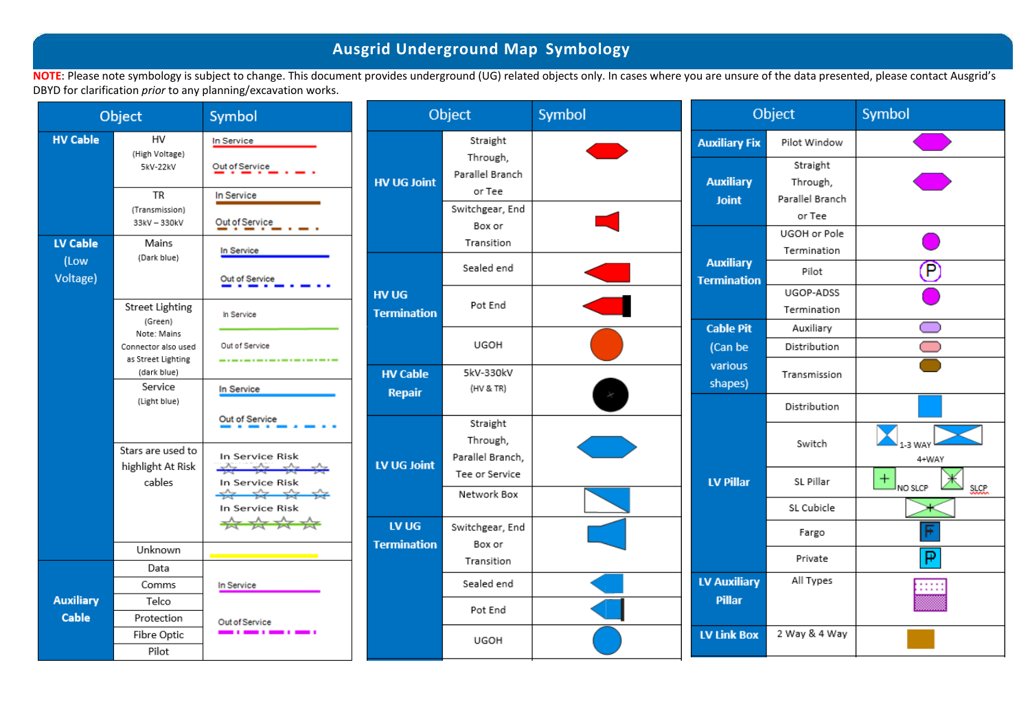# Ausgrid Underground Map Symbology

**NOTE**: Please note symbology is subject to change. This document provides underground (UG) related objects only. In cases where you are unsure of the data presented, please contact Ausgrid's DBYD for clarification *prior* to any planning/excavation works.

| Object | | Symbol |
|---|---|---|
| **HV Cable** | HV (High Voltage) 5kV-22kV | In Service / Out of Service |
| | TR (Transmission) 33kV – 330kV | In Service / Out of Service |
| **LV Cable** (Low Voltage) | Mains (Dark blue) | In Service / Out of Service |
| | Street Lighting (Green) Note: Mains Connector also used as Street Lighting (dark blue) | In Service / Out of Service |
| | Service (Light blue) | In Service / Out of Service |
| | Stars are used to highlight At Risk cables | In Service Risk / In Service Risk / In Service Risk |
| | Unknown | |
| **Auxiliary Cable** | Data | In Service / Out of Service |
| | Comms | |
| | Telco | |
| | Protection | |
| | Fibre Optic | |
| | Pilot | |

| Object | | Symbol |
|---|---|---|
| **HV UG Joint** | Straight Through, Parallel Branch or Tee | |
| | Switchgear, End Box or Transition | |
| **HV UG Termination** | Sealed end | |
| | Pot End | |
| | UGOH | |
| **HV Cable Repair** | 5kV-330kV (HV & TR) | |
| **LV UG Joint** | Straight Through, Parallel Branch, Tee or Service | |
| | Network Box | |
| **LV UG Termination** | Switchgear, End Box or Transition | |
| | Sealed end | |
| | Pot End | |
| | UGOH | |

| Object | | Symbol |
|---|---|---|
| **Auxiliary Fix** | Pilot Window | |
| **Auxiliary Joint** | Straight Through, Parallel Branch or Tee | |
| **Auxiliary Termination** | UGOH or Pole Termination | |
| | Pilot | P |
| | UGOP-ADSS Termination | |
| **Cable Pit** (Can be various shapes) | Auxiliary | |
| | Distribution | |
| | Transmission | |
| **LV Pillar** | Distribution | |
| | Switch | 1-3 WAY / 4+WAY |
| | SL Pillar | NO SLCP / SLCP |
| | SL Cubicle | |
| | Fargo | F |
| | Private | P |
| **LV Auxiliary Pillar** | All Types | |
| **LV Link Box** | 2 Way & 4 Way | |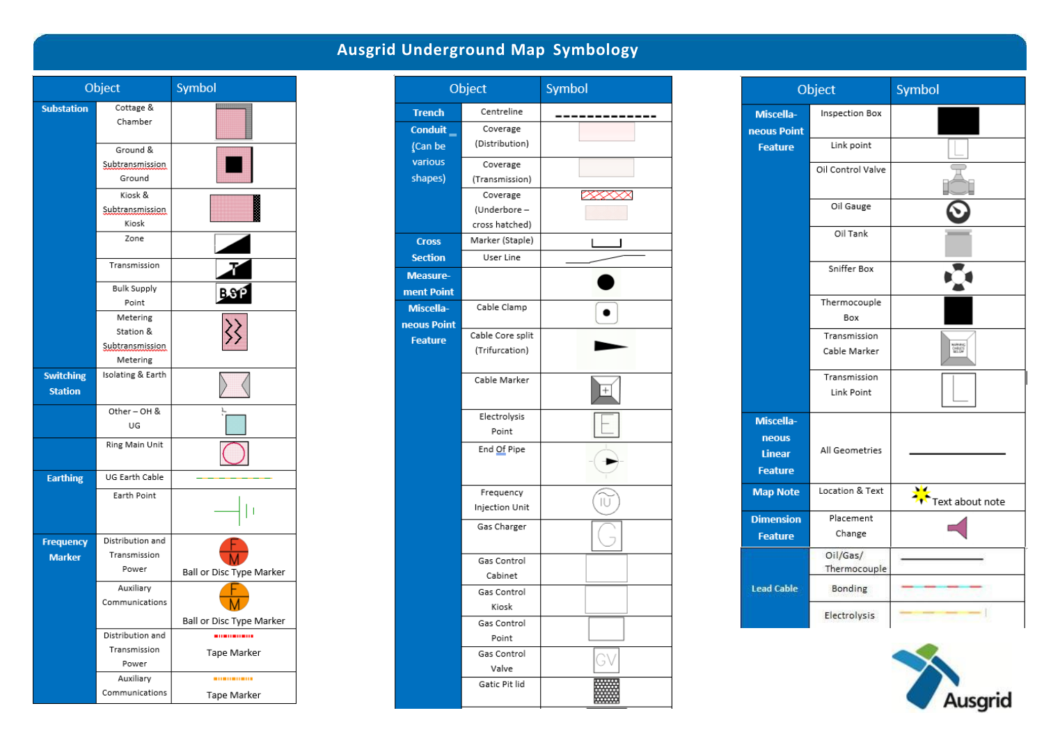# Ausgrid Underground Map Symbology

| Object | | Symbol |
|---|---|---|
| Substation | Cottage & Chamber | |
| | Ground & Subtransmission Ground | |
| | Kiosk & Subtransmission Kiosk | |
| | Zone | |
| | Transmission | T |
| | Bulk Supply Point | BSP |
| | Metering Station & Subtransmission Metering | |
| Switching Station | Isolating & Earth | |
| | Other – OH & UG | |
| | Ring Main Unit | |
| Earthing | UG Earth Cable | |
| | Earth Point | |
| Frequency Marker | Distribution and Transmission Power | F M Ball or Disc Type Marker |
| | Auxiliary Communications | F M Ball or Disc Type Marker |
| | Distribution and Transmission Power | Tape Marker |
| | Auxiliary Communications | Tape Marker |

| Object | | Symbol |
|---|---|---|
| Trench | Centreline | |
| Conduit (Can be various shapes) | Coverage (Distribution) | |
| | Coverage (Transmission) | |
| | Coverage (Underbore – cross hatched) | |
| Cross Section | Marker (Staple) | |
| | User Line | |
| Measurement Point | | |
| Miscellaneous Point Feature | Cable Clamp | |
| | Cable Core split (Trifurcation) | |
| | Cable Marker | |
| | Electrolysis Point | E |
| | End Of Pipe | |
| | Frequency Injection Unit | IU |
| | Gas Charger | G |
| | Gas Control Cabinet | |
| | Gas Control Kiosk | |
| | Gas Control Point | |
| | Gas Control Valve | GV |
| | Gatic Pit lid | |

| Object | | Symbol |
|---|---|---|
| Miscellaneous Point Feature | Inspection Box | |
| | Link point | L |
| | Oil Control Valve | |
| | Oil Gauge | |
| | Oil Tank | |
| | Sniffer Box | |
| | Thermocouple Box | |
| | Transmission Cable Marker | |
| | Transmission Link Point | L |
| Miscellaneous Linear Feature | All Geometries | |
| Map Note | Location & Text | Text about note |
| Dimension Feature | Placement Change | |
| Lead Cable | Oil/Gas/ Thermocouple | |
| | Bonding | |
| | Electrolysis | |

Ausgrid